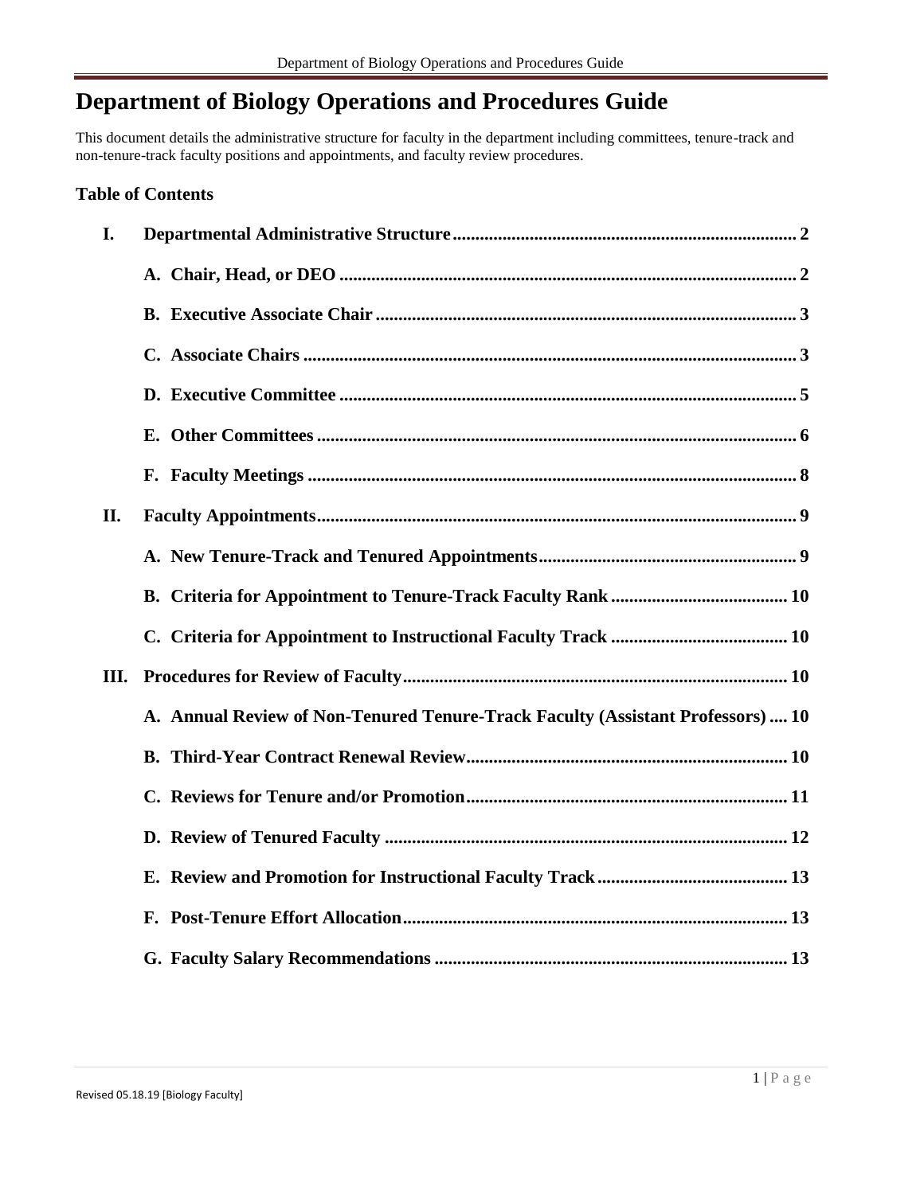# Department of Biology Operations and Procedures Guide

This document details the administrative structure for faculty in the department including committees, tenure-track and non-tenure-track faculty positions and appointments, and faculty review procedures.

**Table of Contents**

- **I. Departmental Administrative Structure** .......... 2
  - **A. Chair, Head, or DEO** .......... 2
  - **B. Executive Associate Chair** .......... 3
  - **C. Associate Chairs** .......... 3
  - **D. Executive Committee** .......... 5
  - **E. Other Committees** .......... 6
  - **F. Faculty Meetings** .......... 8
- **II. Faculty Appointments** .......... 9
  - **A. New Tenure-Track and Tenured Appointments** .......... 9
  - **B. Criteria for Appointment to Tenure-Track Faculty Rank** .......... 10
  - **C. Criteria for Appointment to Instructional Faculty Track** .......... 10
- **III. Procedures for Review of Faculty** .......... 10
  - **A. Annual Review of Non-Tenured Tenure-Track Faculty (Assistant Professors)** .......... 10
  - **B. Third-Year Contract Renewal Review** .......... 10
  - **C. Reviews for Tenure and/or Promotion** .......... 11
  - **D. Review of Tenured Faculty** .......... 12
  - **E. Review and Promotion for Instructional Faculty Track** .......... 13
  - **F. Post-Tenure Effort Allocation** .......... 13
  - **G. Faculty Salary Recommendations** .......... 13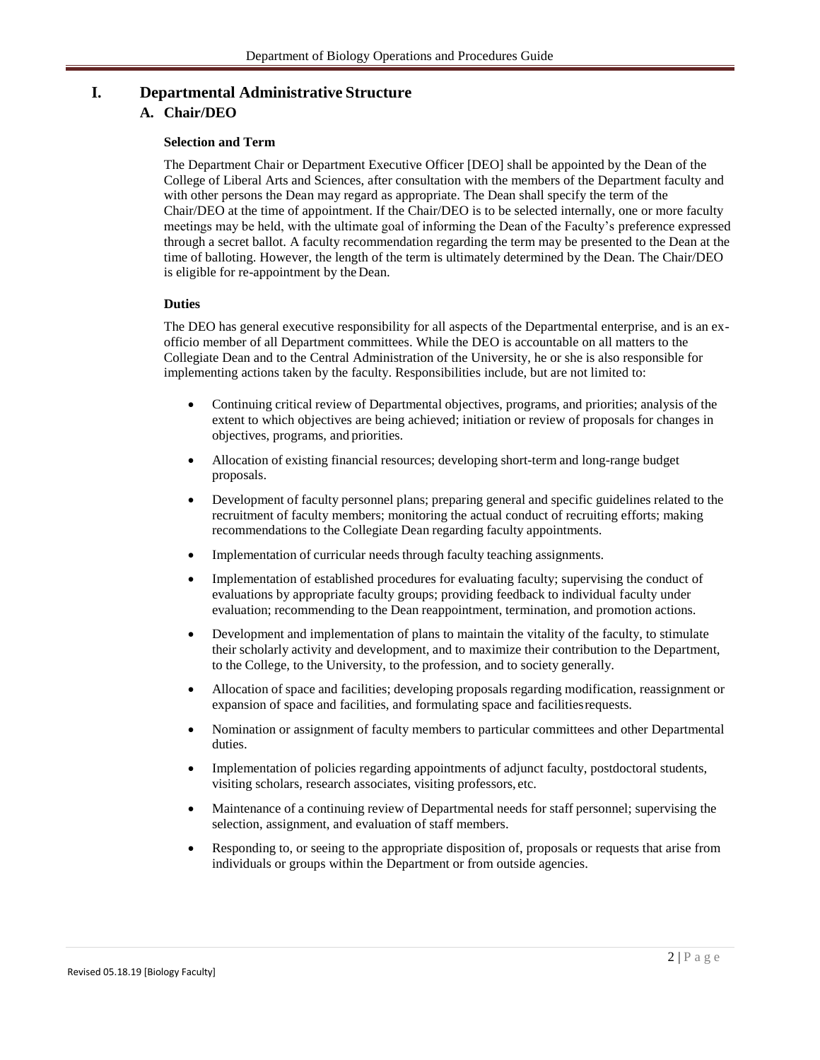# I. Departmental Administrative Structure

## A. Chair/DEO

### Selection and Term

The Department Chair or Department Executive Officer [DEO] shall be appointed by the Dean of the College of Liberal Arts and Sciences, after consultation with the members of the Department faculty and with other persons the Dean may regard as appropriate. The Dean shall specify the term of the Chair/DEO at the time of appointment. If the Chair/DEO is to be selected internally, one or more faculty meetings may be held, with the ultimate goal of informing the Dean of the Faculty's preference expressed through a secret ballot. A faculty recommendation regarding the term may be presented to the Dean at the time of balloting. However, the length of the term is ultimately determined by the Dean. The Chair/DEO is eligible for re-appointment by the Dean.

### Duties

The DEO has general executive responsibility for all aspects of the Departmental enterprise, and is an ex-officio member of all Department committees. While the DEO is accountable on all matters to the Collegiate Dean and to the Central Administration of the University, he or she is also responsible for implementing actions taken by the faculty. Responsibilities include, but are not limited to:

- Continuing critical review of Departmental objectives, programs, and priorities; analysis of the extent to which objectives are being achieved; initiation or review of proposals for changes in objectives, programs, and priorities.
- Allocation of existing financial resources; developing short-term and long-range budget proposals.
- Development of faculty personnel plans; preparing general and specific guidelines related to the recruitment of faculty members; monitoring the actual conduct of recruiting efforts; making recommendations to the Collegiate Dean regarding faculty appointments.
- Implementation of curricular needs through faculty teaching assignments.
- Implementation of established procedures for evaluating faculty; supervising the conduct of evaluations by appropriate faculty groups; providing feedback to individual faculty under evaluation; recommending to the Dean reappointment, termination, and promotion actions.
- Development and implementation of plans to maintain the vitality of the faculty, to stimulate their scholarly activity and development, and to maximize their contribution to the Department, to the College, to the University, to the profession, and to society generally.
- Allocation of space and facilities; developing proposals regarding modification, reassignment or expansion of space and facilities, and formulating space and facilities requests.
- Nomination or assignment of faculty members to particular committees and other Departmental duties.
- Implementation of policies regarding appointments of adjunct faculty, postdoctoral students, visiting scholars, research associates, visiting professors, etc.
- Maintenance of a continuing review of Departmental needs for staff personnel; supervising the selection, assignment, and evaluation of staff members.
- Responding to, or seeing to the appropriate disposition of, proposals or requests that arise from individuals or groups within the Department or from outside agencies.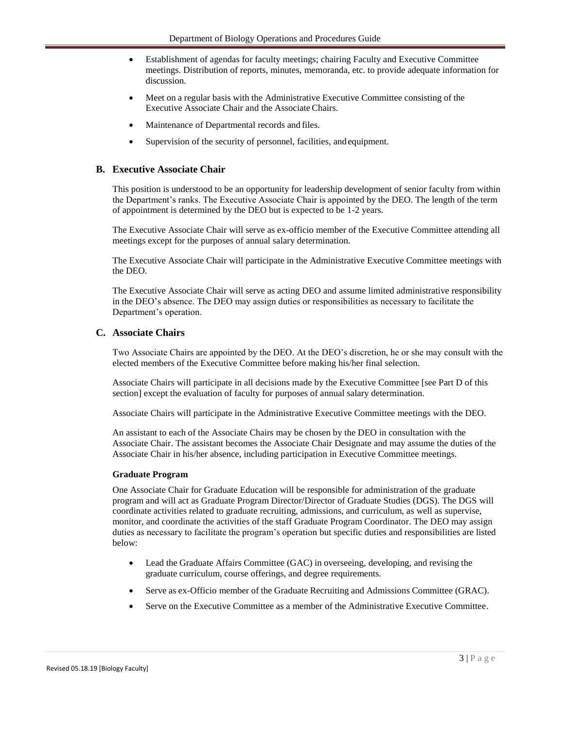- Establishment of agendas for faculty meetings; chairing Faculty and Executive Committee meetings. Distribution of reports, minutes, memoranda, etc. to provide adequate information for discussion.
- Meet on a regular basis with the Administrative Executive Committee consisting of the Executive Associate Chair and the Associate Chairs.
- Maintenance of Departmental records and files.
- Supervision of the security of personnel, facilities, and equipment.

## B. Executive Associate Chair

This position is understood to be an opportunity for leadership development of senior faculty from within the Department's ranks. The Executive Associate Chair is appointed by the DEO. The length of the term of appointment is determined by the DEO but is expected to be 1-2 years.

The Executive Associate Chair will serve as ex-officio member of the Executive Committee attending all meetings except for the purposes of annual salary determination.

The Executive Associate Chair will participate in the Administrative Executive Committee meetings with the DEO.

The Executive Associate Chair will serve as acting DEO and assume limited administrative responsibility in the DEO's absence. The DEO may assign duties or responsibilities as necessary to facilitate the Department's operation.

## C. Associate Chairs

Two Associate Chairs are appointed by the DEO. At the DEO's discretion, he or she may consult with the elected members of the Executive Committee before making his/her final selection.

Associate Chairs will participate in all decisions made by the Executive Committee [see Part D of this section] except the evaluation of faculty for purposes of annual salary determination.

Associate Chairs will participate in the Administrative Executive Committee meetings with the DEO.

An assistant to each of the Associate Chairs may be chosen by the DEO in consultation with the Associate Chair. The assistant becomes the Associate Chair Designate and may assume the duties of the Associate Chair in his/her absence, including participation in Executive Committee meetings.

### Graduate Program

One Associate Chair for Graduate Education will be responsible for administration of the graduate program and will act as Graduate Program Director/Director of Graduate Studies (DGS). The DGS will coordinate activities related to graduate recruiting, admissions, and curriculum, as well as supervise, monitor, and coordinate the activities of the staff Graduate Program Coordinator. The DEO may assign duties as necessary to facilitate the program's operation but specific duties and responsibilities are listed below:

- Lead the Graduate Affairs Committee (GAC) in overseeing, developing, and revising the graduate curriculum, course offerings, and degree requirements.
- Serve as ex-Officio member of the Graduate Recruiting and Admissions Committee (GRAC).
- Serve on the Executive Committee as a member of the Administrative Executive Committee.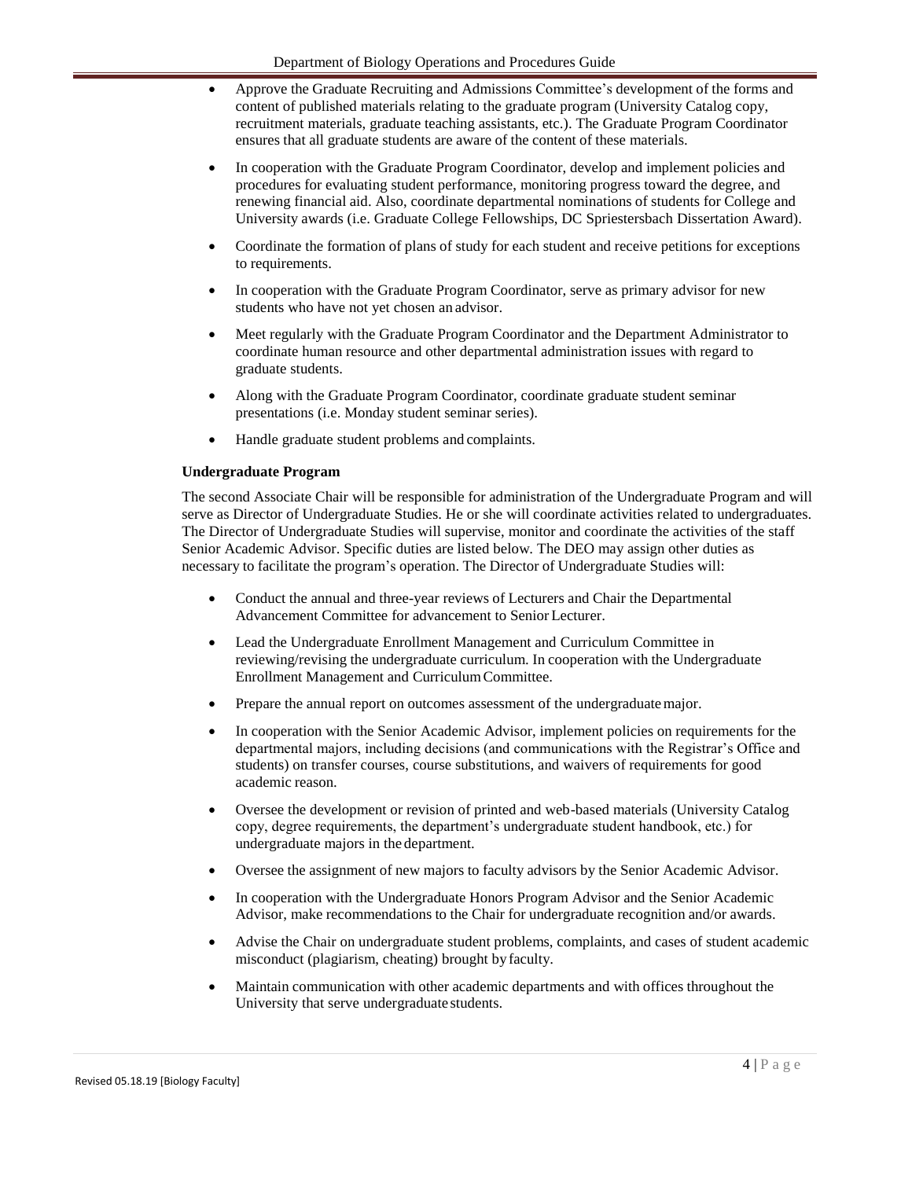- Approve the Graduate Recruiting and Admissions Committee's development of the forms and content of published materials relating to the graduate program (University Catalog copy, recruitment materials, graduate teaching assistants, etc.). The Graduate Program Coordinator ensures that all graduate students are aware of the content of these materials.
- In cooperation with the Graduate Program Coordinator, develop and implement policies and procedures for evaluating student performance, monitoring progress toward the degree, and renewing financial aid. Also, coordinate departmental nominations of students for College and University awards (i.e. Graduate College Fellowships, DC Spriestersbach Dissertation Award).
- Coordinate the formation of plans of study for each student and receive petitions for exceptions to requirements.
- In cooperation with the Graduate Program Coordinator, serve as primary advisor for new students who have not yet chosen an advisor.
- Meet regularly with the Graduate Program Coordinator and the Department Administrator to coordinate human resource and other departmental administration issues with regard to graduate students.
- Along with the Graduate Program Coordinator, coordinate graduate student seminar presentations (i.e. Monday student seminar series).
- Handle graduate student problems and complaints.

**Undergraduate Program**

The second Associate Chair will be responsible for administration of the Undergraduate Program and will serve as Director of Undergraduate Studies. He or she will coordinate activities related to undergraduates. The Director of Undergraduate Studies will supervise, monitor and coordinate the activities of the staff Senior Academic Advisor. Specific duties are listed below. The DEO may assign other duties as necessary to facilitate the program's operation. The Director of Undergraduate Studies will:

- Conduct the annual and three-year reviews of Lecturers and Chair the Departmental Advancement Committee for advancement to Senior Lecturer.
- Lead the Undergraduate Enrollment Management and Curriculum Committee in reviewing/revising the undergraduate curriculum. In cooperation with the Undergraduate Enrollment Management and Curriculum Committee.
- Prepare the annual report on outcomes assessment of the undergraduate major.
- In cooperation with the Senior Academic Advisor, implement policies on requirements for the departmental majors, including decisions (and communications with the Registrar's Office and students) on transfer courses, course substitutions, and waivers of requirements for good academic reason.
- Oversee the development or revision of printed and web-based materials (University Catalog copy, degree requirements, the department's undergraduate student handbook, etc.) for undergraduate majors in the department.
- Oversee the assignment of new majors to faculty advisors by the Senior Academic Advisor.
- In cooperation with the Undergraduate Honors Program Advisor and the Senior Academic Advisor, make recommendations to the Chair for undergraduate recognition and/or awards.
- Advise the Chair on undergraduate student problems, complaints, and cases of student academic misconduct (plagiarism, cheating) brought by faculty.
- Maintain communication with other academic departments and with offices throughout the University that serve undergraduate students.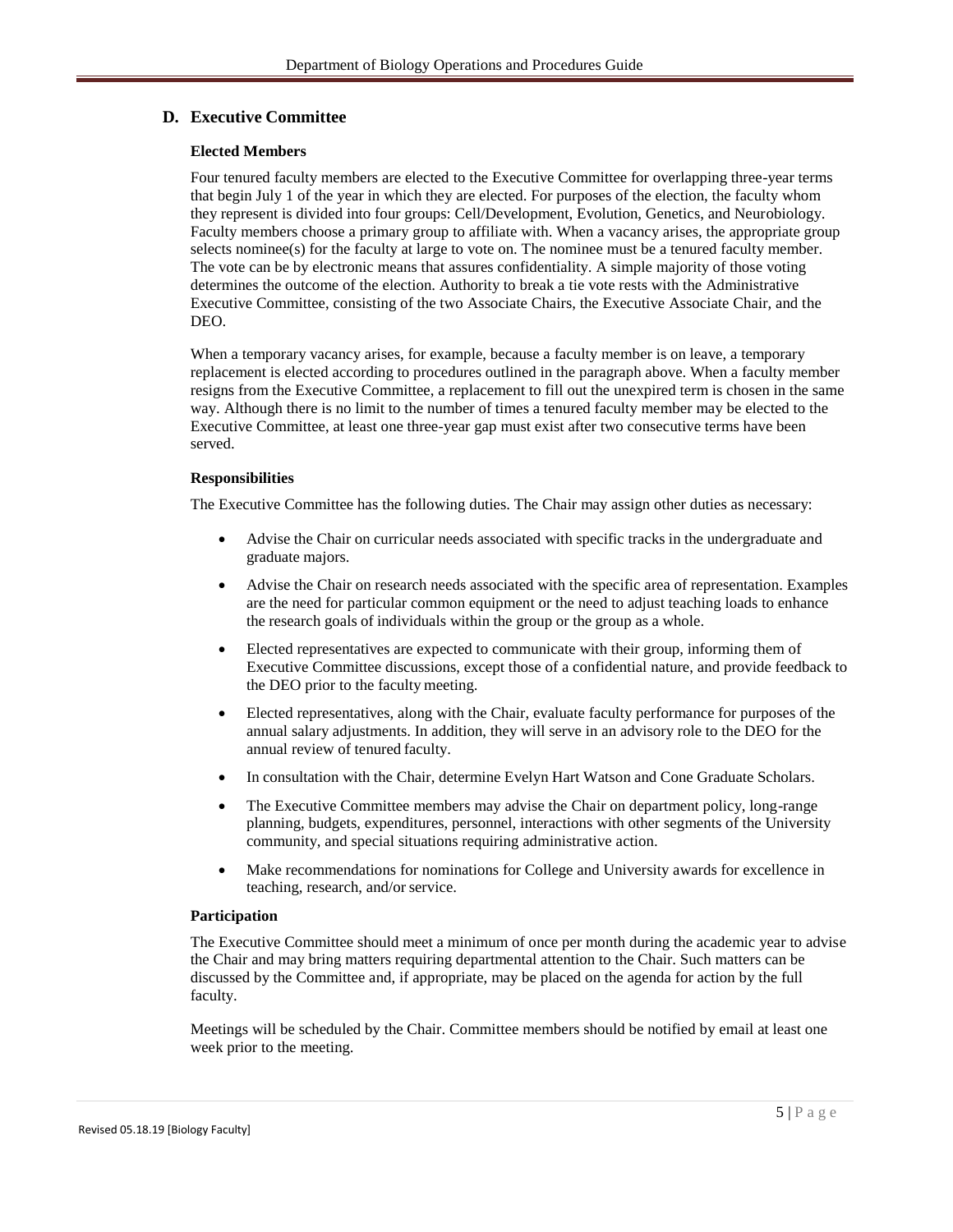## D. Executive Committee

### Elected Members

Four tenured faculty members are elected to the Executive Committee for overlapping three-year terms that begin July 1 of the year in which they are elected. For purposes of the election, the faculty whom they represent is divided into four groups: Cell/Development, Evolution, Genetics, and Neurobiology. Faculty members choose a primary group to affiliate with. When a vacancy arises, the appropriate group selects nominee(s) for the faculty at large to vote on. The nominee must be a tenured faculty member. The vote can be by electronic means that assures confidentiality. A simple majority of those voting determines the outcome of the election. Authority to break a tie vote rests with the Administrative Executive Committee, consisting of the two Associate Chairs, the Executive Associate Chair, and the DEO.

When a temporary vacancy arises, for example, because a faculty member is on leave, a temporary replacement is elected according to procedures outlined in the paragraph above. When a faculty member resigns from the Executive Committee, a replacement to fill out the unexpired term is chosen in the same way. Although there is no limit to the number of times a tenured faculty member may be elected to the Executive Committee, at least one three-year gap must exist after two consecutive terms have been served.

### Responsibilities

The Executive Committee has the following duties. The Chair may assign other duties as necessary:

- Advise the Chair on curricular needs associated with specific tracks in the undergraduate and graduate majors.
- Advise the Chair on research needs associated with the specific area of representation. Examples are the need for particular common equipment or the need to adjust teaching loads to enhance the research goals of individuals within the group or the group as a whole.
- Elected representatives are expected to communicate with their group, informing them of Executive Committee discussions, except those of a confidential nature, and provide feedback to the DEO prior to the faculty meeting.
- Elected representatives, along with the Chair, evaluate faculty performance for purposes of the annual salary adjustments. In addition, they will serve in an advisory role to the DEO for the annual review of tenured faculty.
- In consultation with the Chair, determine Evelyn Hart Watson and Cone Graduate Scholars.
- The Executive Committee members may advise the Chair on department policy, long-range planning, budgets, expenditures, personnel, interactions with other segments of the University community, and special situations requiring administrative action.
- Make recommendations for nominations for College and University awards for excellence in teaching, research, and/or service.

### Participation

The Executive Committee should meet a minimum of once per month during the academic year to advise the Chair and may bring matters requiring departmental attention to the Chair. Such matters can be discussed by the Committee and, if appropriate, may be placed on the agenda for action by the full faculty.

Meetings will be scheduled by the Chair. Committee members should be notified by email at least one week prior to the meeting.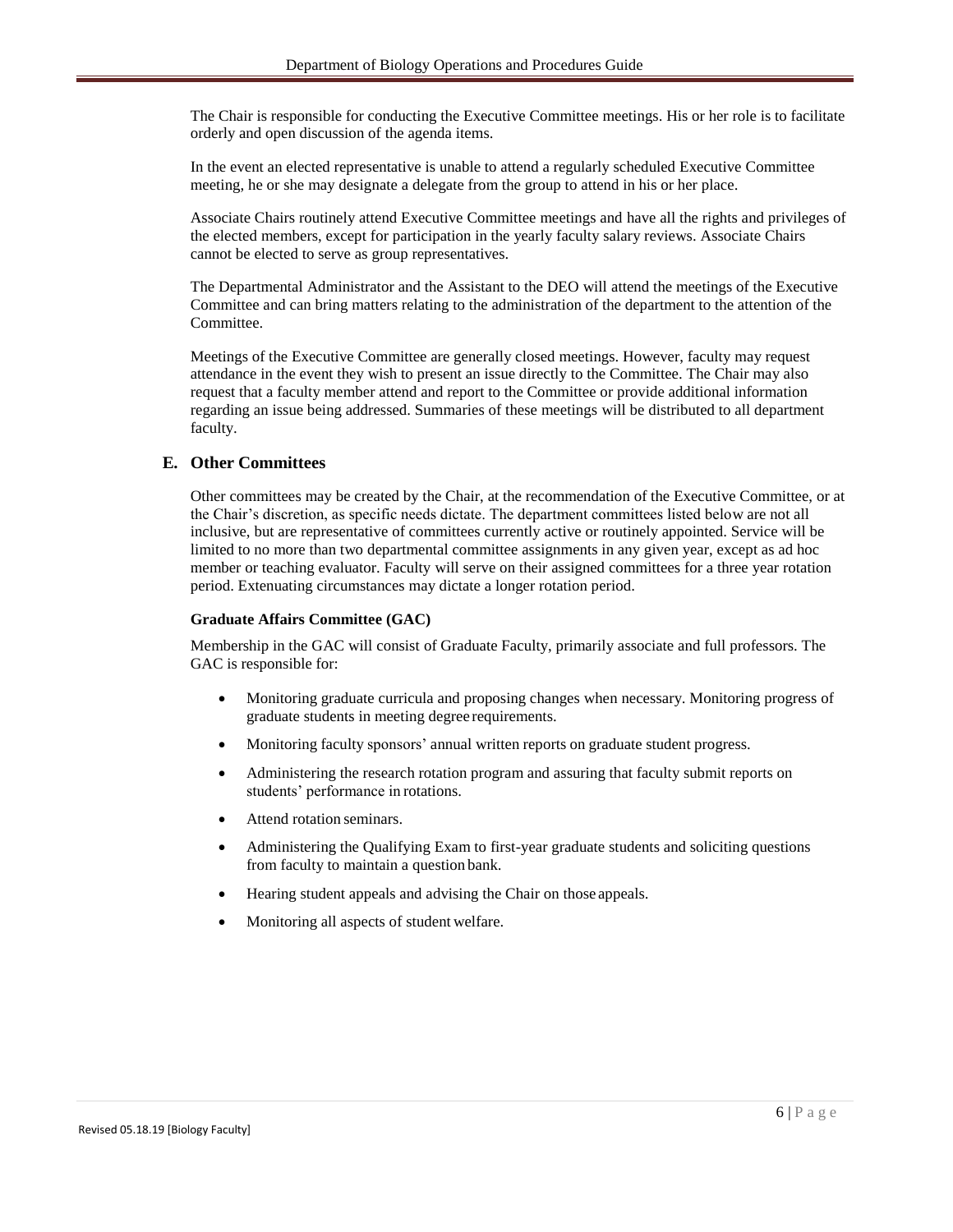The Chair is responsible for conducting the Executive Committee meetings. His or her role is to facilitate orderly and open discussion of the agenda items.

In the event an elected representative is unable to attend a regularly scheduled Executive Committee meeting, he or she may designate a delegate from the group to attend in his or her place.

Associate Chairs routinely attend Executive Committee meetings and have all the rights and privileges of the elected members, except for participation in the yearly faculty salary reviews. Associate Chairs cannot be elected to serve as group representatives.

The Departmental Administrator and the Assistant to the DEO will attend the meetings of the Executive Committee and can bring matters relating to the administration of the department to the attention of the Committee.

Meetings of the Executive Committee are generally closed meetings. However, faculty may request attendance in the event they wish to present an issue directly to the Committee. The Chair may also request that a faculty member attend and report to the Committee or provide additional information regarding an issue being addressed. Summaries of these meetings will be distributed to all department faculty.

## E. Other Committees

Other committees may be created by the Chair, at the recommendation of the Executive Committee, or at the Chair's discretion, as specific needs dictate. The department committees listed below are not all inclusive, but are representative of committees currently active or routinely appointed. Service will be limited to no more than two departmental committee assignments in any given year, except as ad hoc member or teaching evaluator. Faculty will serve on their assigned committees for a three year rotation period. Extenuating circumstances may dictate a longer rotation period.

**Graduate Affairs Committee (GAC)**

Membership in the GAC will consist of Graduate Faculty, primarily associate and full professors. The GAC is responsible for:

- Monitoring graduate curricula and proposing changes when necessary. Monitoring progress of graduate students in meeting degree requirements.
- Monitoring faculty sponsors' annual written reports on graduate student progress.
- Administering the research rotation program and assuring that faculty submit reports on students' performance in rotations.
- Attend rotation seminars.
- Administering the Qualifying Exam to first-year graduate students and soliciting questions from faculty to maintain a question bank.
- Hearing student appeals and advising the Chair on those appeals.
- Monitoring all aspects of student welfare.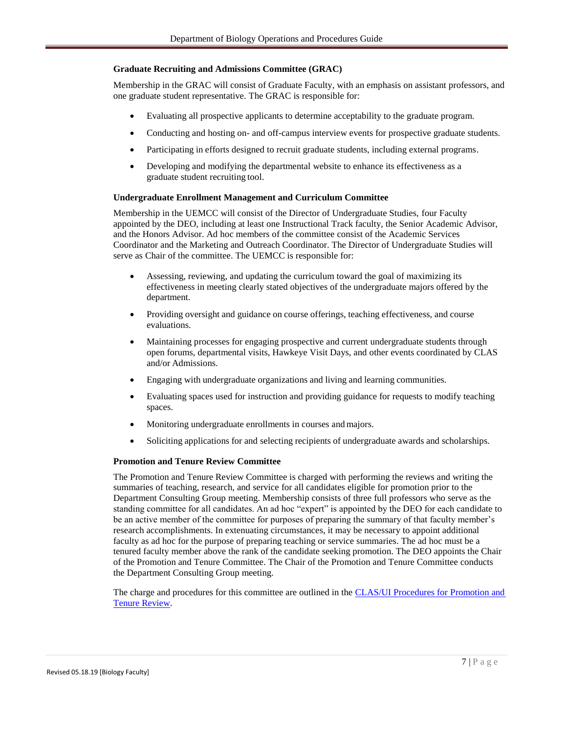### Graduate Recruiting and Admissions Committee (GRAC)

Membership in the GRAC will consist of Graduate Faculty, with an emphasis on assistant professors, and one graduate student representative. The GRAC is responsible for:

- Evaluating all prospective applicants to determine acceptability to the graduate program.
- Conducting and hosting on- and off-campus interview events for prospective graduate students.
- Participating in efforts designed to recruit graduate students, including external programs.
- Developing and modifying the departmental website to enhance its effectiveness as a graduate student recruiting tool.

### Undergraduate Enrollment Management and Curriculum Committee

Membership in the UEMCC will consist of the Director of Undergraduate Studies, four Faculty appointed by the DEO, including at least one Instructional Track faculty, the Senior Academic Advisor, and the Honors Advisor. Ad hoc members of the committee consist of the Academic Services Coordinator and the Marketing and Outreach Coordinator. The Director of Undergraduate Studies will serve as Chair of the committee. The UEMCC is responsible for:

- Assessing, reviewing, and updating the curriculum toward the goal of maximizing its effectiveness in meeting clearly stated objectives of the undergraduate majors offered by the department.
- Providing oversight and guidance on course offerings, teaching effectiveness, and course evaluations.
- Maintaining processes for engaging prospective and current undergraduate students through open forums, departmental visits, Hawkeye Visit Days, and other events coordinated by CLAS and/or Admissions.
- Engaging with undergraduate organizations and living and learning communities.
- Evaluating spaces used for instruction and providing guidance for requests to modify teaching spaces.
- Monitoring undergraduate enrollments in courses and majors.
- Soliciting applications for and selecting recipients of undergraduate awards and scholarships.

### Promotion and Tenure Review Committee

The Promotion and Tenure Review Committee is charged with performing the reviews and writing the summaries of teaching, research, and service for all candidates eligible for promotion prior to the Department Consulting Group meeting. Membership consists of three full professors who serve as the standing committee for all candidates. An ad hoc "expert" is appointed by the DEO for each candidate to be an active member of the committee for purposes of preparing the summary of that faculty member's research accomplishments. In extenuating circumstances, it may be necessary to appoint additional faculty as ad hoc for the purpose of preparing teaching or service summaries. The ad hoc must be a tenured faculty member above the rank of the candidate seeking promotion. The DEO appoints the Chair of the Promotion and Tenure Committee. The Chair of the Promotion and Tenure Committee conducts the Department Consulting Group meeting.

The charge and procedures for this committee are outlined in the [CLAS/UI Procedures for Promotion and Tenure Review](#).

Revised 05.18.19 [Biology Faculty]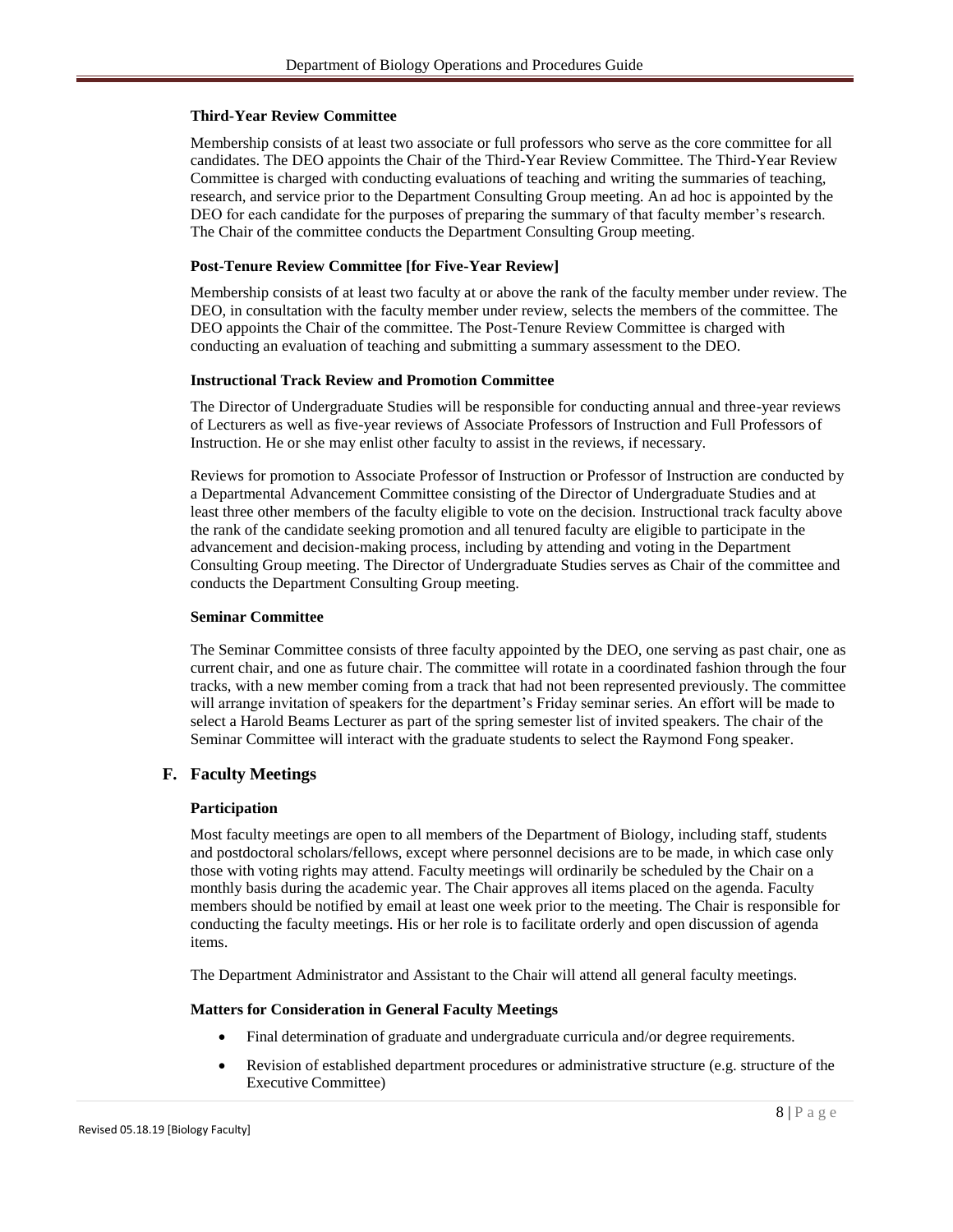### Third-Year Review Committee

Membership consists of at least two associate or full professors who serve as the core committee for all candidates. The DEO appoints the Chair of the Third-Year Review Committee. The Third-Year Review Committee is charged with conducting evaluations of teaching and writing the summaries of teaching, research, and service prior to the Department Consulting Group meeting. An ad hoc is appointed by the DEO for each candidate for the purposes of preparing the summary of that faculty member's research. The Chair of the committee conducts the Department Consulting Group meeting.

### Post-Tenure Review Committee [for Five-Year Review]

Membership consists of at least two faculty at or above the rank of the faculty member under review. The DEO, in consultation with the faculty member under review, selects the members of the committee. The DEO appoints the Chair of the committee. The Post-Tenure Review Committee is charged with conducting an evaluation of teaching and submitting a summary assessment to the DEO.

### Instructional Track Review and Promotion Committee

The Director of Undergraduate Studies will be responsible for conducting annual and three-year reviews of Lecturers as well as five-year reviews of Associate Professors of Instruction and Full Professors of Instruction. He or she may enlist other faculty to assist in the reviews, if necessary.

Reviews for promotion to Associate Professor of Instruction or Professor of Instruction are conducted by a Departmental Advancement Committee consisting of the Director of Undergraduate Studies and at least three other members of the faculty eligible to vote on the decision. Instructional track faculty above the rank of the candidate seeking promotion and all tenured faculty are eligible to participate in the advancement and decision-making process, including by attending and voting in the Department Consulting Group meeting. The Director of Undergraduate Studies serves as Chair of the committee and conducts the Department Consulting Group meeting.

### Seminar Committee

The Seminar Committee consists of three faculty appointed by the DEO, one serving as past chair, one as current chair, and one as future chair. The committee will rotate in a coordinated fashion through the four tracks, with a new member coming from a track that had not been represented previously. The committee will arrange invitation of speakers for the department's Friday seminar series. An effort will be made to select a Harold Beams Lecturer as part of the spring semester list of invited speakers. The chair of the Seminar Committee will interact with the graduate students to select the Raymond Fong speaker.

## F. Faculty Meetings

### Participation

Most faculty meetings are open to all members of the Department of Biology, including staff, students and postdoctoral scholars/fellows, except where personnel decisions are to be made, in which case only those with voting rights may attend. Faculty meetings will ordinarily be scheduled by the Chair on a monthly basis during the academic year. The Chair approves all items placed on the agenda. Faculty members should be notified by email at least one week prior to the meeting. The Chair is responsible for conducting the faculty meetings. His or her role is to facilitate orderly and open discussion of agenda items.

The Department Administrator and Assistant to the Chair will attend all general faculty meetings.

### Matters for Consideration in General Faculty Meetings

- Final determination of graduate and undergraduate curricula and/or degree requirements.
- Revision of established department procedures or administrative structure (e.g. structure of the Executive Committee)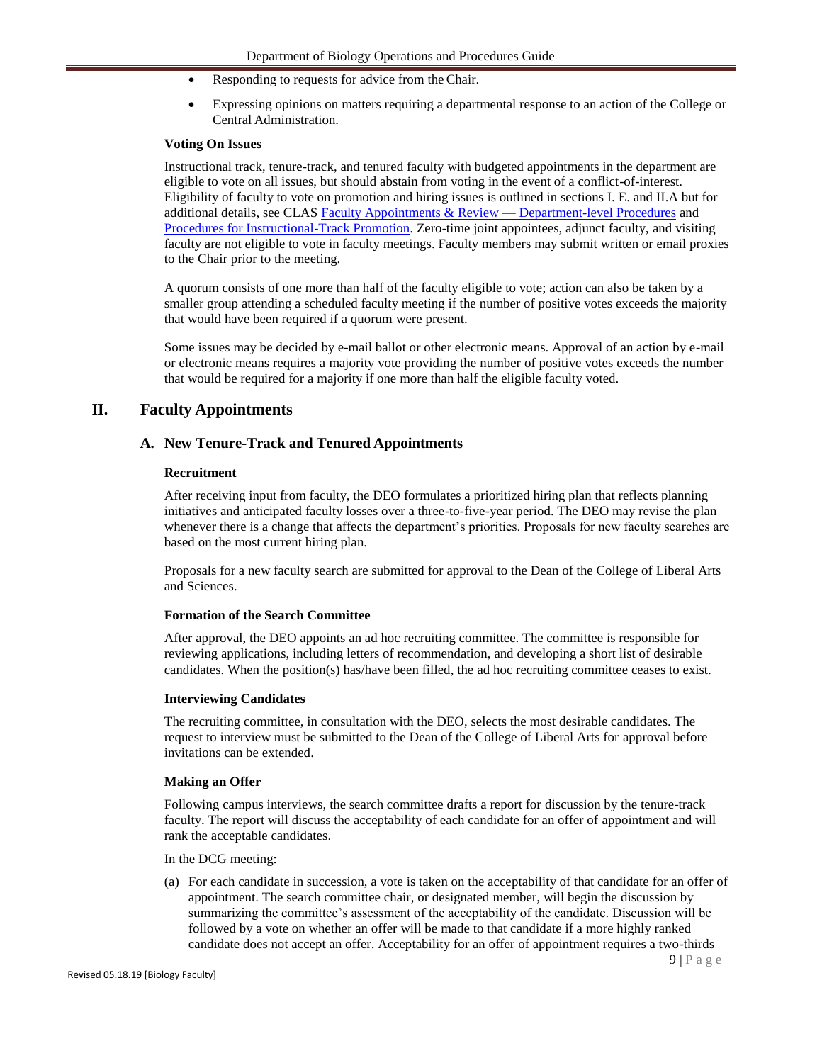- Responding to requests for advice from the Chair.
- Expressing opinions on matters requiring a departmental response to an action of the College or Central Administration.

**Voting On Issues**

Instructional track, tenure-track, and tenured faculty with budgeted appointments in the department are eligible to vote on all issues, but should abstain from voting in the event of a conflict-of-interest. Eligibility of faculty to vote on promotion and hiring issues is outlined in sections I. E. and II.A but for additional details, see CLAS [Faculty Appointments & Review — Department-level Procedures] and [Procedures for Instructional-Track Promotion]. Zero-time joint appointees, adjunct faculty, and visiting faculty are not eligible to vote in faculty meetings. Faculty members may submit written or email proxies to the Chair prior to the meeting.

A quorum consists of one more than half of the faculty eligible to vote; action can also be taken by a smaller group attending a scheduled faculty meeting if the number of positive votes exceeds the majority that would have been required if a quorum were present.

Some issues may be decided by e-mail ballot or other electronic means. Approval of an action by e-mail or electronic means requires a majority vote providing the number of positive votes exceeds the number that would be required for a majority if one more than half the eligible faculty voted.

# II. Faculty Appointments

## A. New Tenure-Track and Tenured Appointments

**Recruitment**

After receiving input from faculty, the DEO formulates a prioritized hiring plan that reflects planning initiatives and anticipated faculty losses over a three-to-five-year period. The DEO may revise the plan whenever there is a change that affects the department's priorities. Proposals for new faculty searches are based on the most current hiring plan.

Proposals for a new faculty search are submitted for approval to the Dean of the College of Liberal Arts and Sciences.

**Formation of the Search Committee**

After approval, the DEO appoints an ad hoc recruiting committee. The committee is responsible for reviewing applications, including letters of recommendation, and developing a short list of desirable candidates. When the position(s) has/have been filled, the ad hoc recruiting committee ceases to exist.

**Interviewing Candidates**

The recruiting committee, in consultation with the DEO, selects the most desirable candidates. The request to interview must be submitted to the Dean of the College of Liberal Arts for approval before invitations can be extended.

**Making an Offer**

Following campus interviews, the search committee drafts a report for discussion by the tenure-track faculty. The report will discuss the acceptability of each candidate for an offer of appointment and will rank the acceptable candidates.

In the DCG meeting:

(a) For each candidate in succession, a vote is taken on the acceptability of that candidate for an offer of appointment. The search committee chair, or designated member, will begin the discussion by summarizing the committee's assessment of the acceptability of the candidate. Discussion will be followed by a vote on whether an offer will be made to that candidate if a more highly ranked candidate does not accept an offer. Acceptability for an offer of appointment requires a two-thirds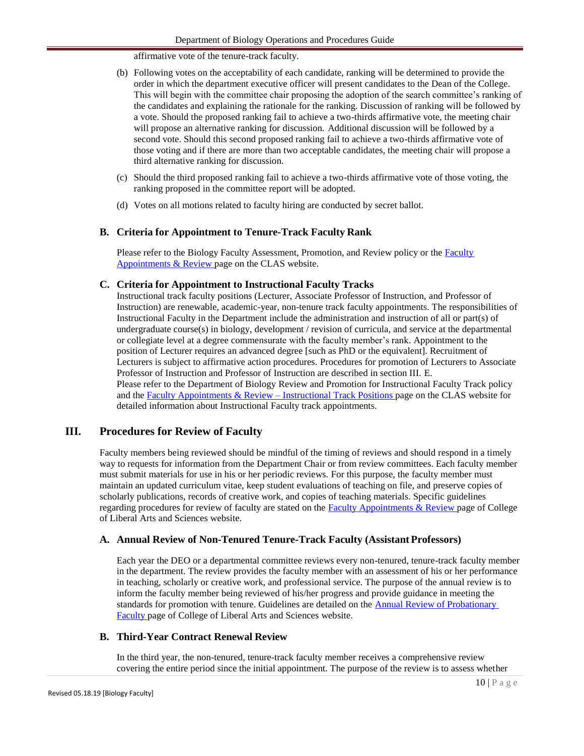affirmative vote of the tenure-track faculty.

(b) Following votes on the acceptability of each candidate, ranking will be determined to provide the order in which the department executive officer will present candidates to the Dean of the College. This will begin with the committee chair proposing the adoption of the search committee's ranking of the candidates and explaining the rationale for the ranking. Discussion of ranking will be followed by a vote. Should the proposed ranking fail to achieve a two-thirds affirmative vote, the meeting chair will propose an alternative ranking for discussion. Additional discussion will be followed by a second vote. Should this second proposed ranking fail to achieve a two-thirds affirmative vote of those voting and if there are more than two acceptable candidates, the meeting chair will propose a third alternative ranking for discussion.

(c) Should the third proposed ranking fail to achieve a two-thirds affirmative vote of those voting, the ranking proposed in the committee report will be adopted.

(d) Votes on all motions related to faculty hiring are conducted by secret ballot.

### B. Criteria for Appointment to Tenure-Track Faculty Rank

Please refer to the Biology Faculty Assessment, Promotion, and Review policy or the [Faculty Appointments & Review] page on the CLAS website.

### C. Criteria for Appointment to Instructional Faculty Tracks

Instructional track faculty positions (Lecturer, Associate Professor of Instruction, and Professor of Instruction) are renewable, academic-year, non-tenure track faculty appointments. The responsibilities of Instructional Faculty in the Department include the administration and instruction of all or part(s) of undergraduate course(s) in biology, development / revision of curricula, and service at the departmental or collegiate level at a degree commensurate with the faculty member's rank. Appointment to the position of Lecturer requires an advanced degree [such as PhD or the equivalent]. Recruitment of Lecturers is subject to affirmative action procedures. Procedures for promotion of Lecturers to Associate Professor of Instruction and Professor of Instruction are described in section III. E.

Please refer to the Department of Biology Review and Promotion for Instructional Faculty Track policy and the [Faculty Appointments & Review – Instructional Track Positions] page on the CLAS website for detailed information about Instructional Faculty track appointments.

## III. Procedures for Review of Faculty

Faculty members being reviewed should be mindful of the timing of reviews and should respond in a timely way to requests for information from the Department Chair or from review committees. Each faculty member must submit materials for use in his or her periodic reviews. For this purpose, the faculty member must maintain an updated curriculum vitae, keep student evaluations of teaching on file, and preserve copies of scholarly publications, records of creative work, and copies of teaching materials. Specific guidelines regarding procedures for review of faculty are stated on the [Faculty Appointments & Review] page of College of Liberal Arts and Sciences website.

### A. Annual Review of Non-Tenured Tenure-Track Faculty (Assistant Professors)

Each year the DEO or a departmental committee reviews every non-tenured, tenure-track faculty member in the department. The review provides the faculty member with an assessment of his or her performance in teaching, scholarly or creative work, and professional service. The purpose of the annual review is to inform the faculty member being reviewed of his/her progress and provide guidance in meeting the standards for promotion with tenure. Guidelines are detailed on the [Annual Review of Probationary Faculty] page of College of Liberal Arts and Sciences website.

### B. Third-Year Contract Renewal Review

In the third year, the non-tenured, tenure-track faculty member receives a comprehensive review covering the entire period since the initial appointment. The purpose of the review is to assess whether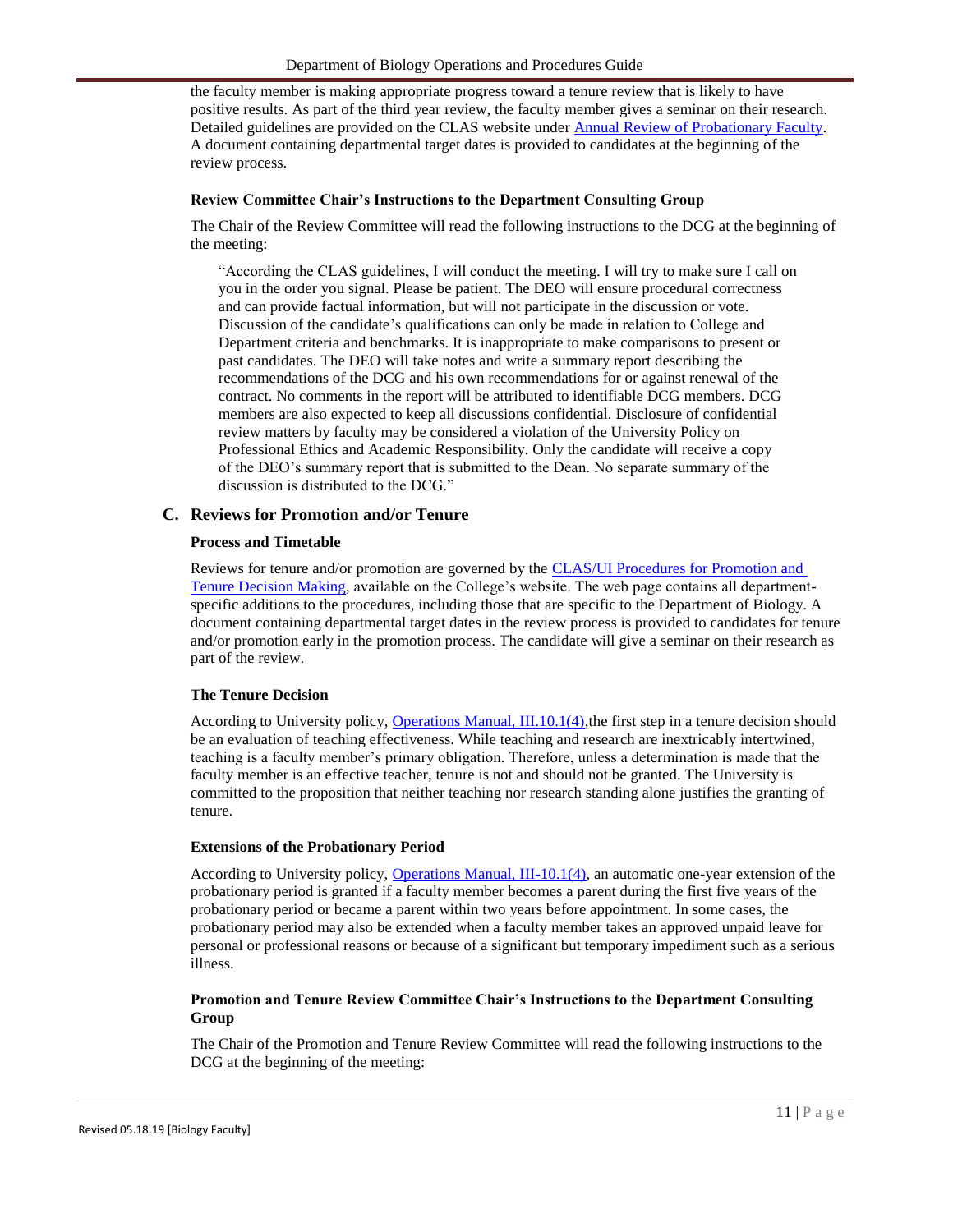the faculty member is making appropriate progress toward a tenure review that is likely to have positive results. As part of the third year review, the faculty member gives a seminar on their research. Detailed guidelines are provided on the CLAS website under Annual Review of Probationary Faculty. A document containing departmental target dates is provided to candidates at the beginning of the review process.

**Review Committee Chair's Instructions to the Department Consulting Group**

The Chair of the Review Committee will read the following instructions to the DCG at the beginning of the meeting:

> "According the CLAS guidelines, I will conduct the meeting. I will try to make sure I call on you in the order you signal. Please be patient. The DEO will ensure procedural correctness and can provide factual information, but will not participate in the discussion or vote. Discussion of the candidate's qualifications can only be made in relation to College and Department criteria and benchmarks. It is inappropriate to make comparisons to present or past candidates. The DEO will take notes and write a summary report describing the recommendations of the DCG and his own recommendations for or against renewal of the contract. No comments in the report will be attributed to identifiable DCG members. DCG members are also expected to keep all discussions confidential. Disclosure of confidential review matters by faculty may be considered a violation of the University Policy on Professional Ethics and Academic Responsibility. Only the candidate will receive a copy of the DEO's summary report that is submitted to the Dean. No separate summary of the discussion is distributed to the DCG."

## C. Reviews for Promotion and/or Tenure

**Process and Timetable**

Reviews for tenure and/or promotion are governed by the CLAS/UI Procedures for Promotion and Tenure Decision Making, available on the College's website. The web page contains all department-specific additions to the procedures, including those that are specific to the Department of Biology. A document containing departmental target dates in the review process is provided to candidates for tenure and/or promotion early in the promotion process. The candidate will give a seminar on their research as part of the review.

**The Tenure Decision**

According to University policy, Operations Manual, III.10.1(4),the first step in a tenure decision should be an evaluation of teaching effectiveness. While teaching and research are inextricably intertwined, teaching is a faculty member's primary obligation. Therefore, unless a determination is made that the faculty member is an effective teacher, tenure is not and should not be granted. The University is committed to the proposition that neither teaching nor research standing alone justifies the granting of tenure.

**Extensions of the Probationary Period**

According to University policy, Operations Manual, III-10.1(4), an automatic one-year extension of the probationary period is granted if a faculty member becomes a parent during the first five years of the probationary period or became a parent within two years before appointment. In some cases, the probationary period may also be extended when a faculty member takes an approved unpaid leave for personal or professional reasons or because of a significant but temporary impediment such as a serious illness.

**Promotion and Tenure Review Committee Chair's Instructions to the Department Consulting Group**

The Chair of the Promotion and Tenure Review Committee will read the following instructions to the DCG at the beginning of the meeting: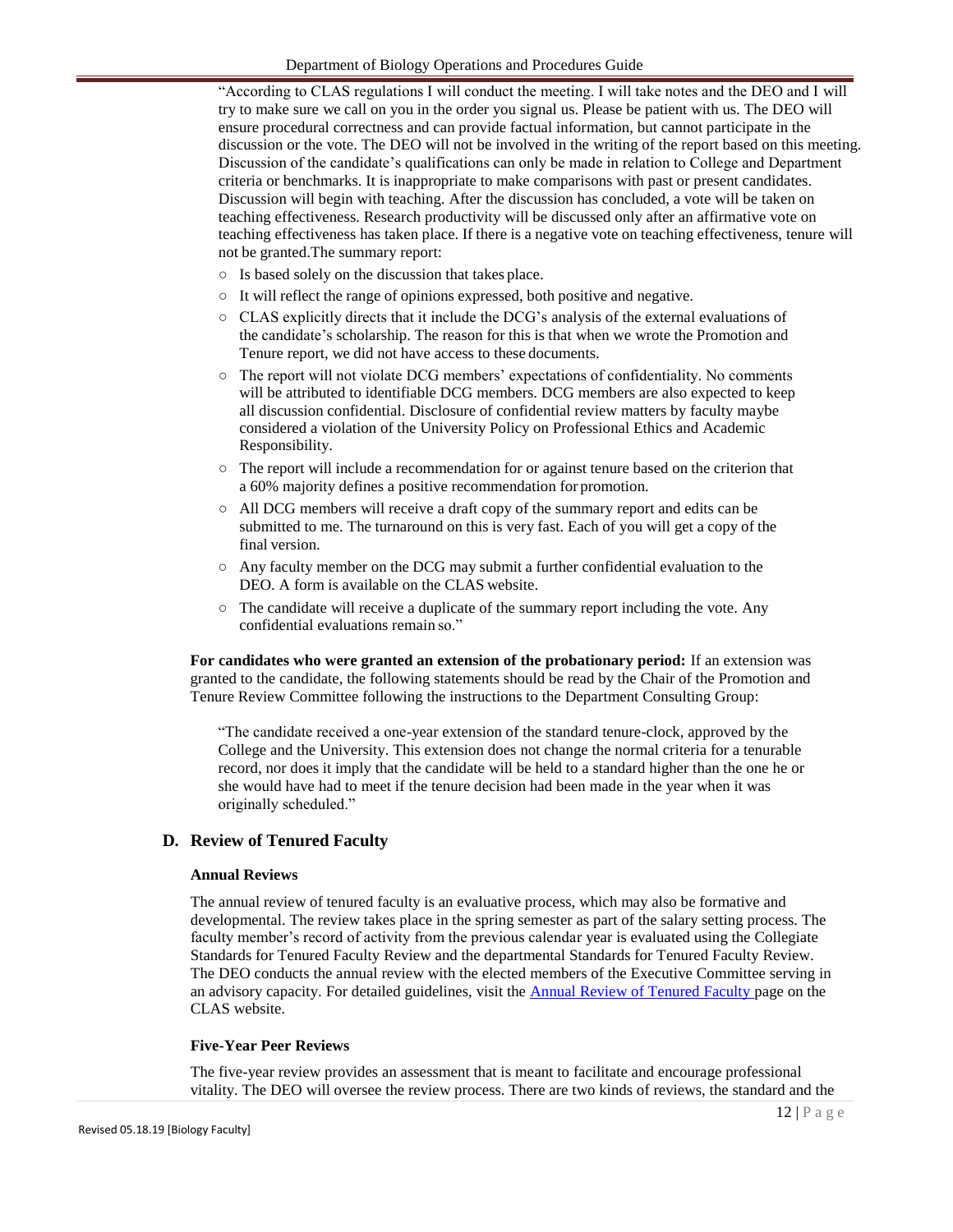"According to CLAS regulations I will conduct the meeting. I will take notes and the DEO and I will try to make sure we call on you in the order you signal us. Please be patient with us. The DEO will ensure procedural correctness and can provide factual information, but cannot participate in the discussion or the vote. The DEO will not be involved in the writing of the report based on this meeting. Discussion of the candidate's qualifications can only be made in relation to College and Department criteria or benchmarks. It is inappropriate to make comparisons with past or present candidates. Discussion will begin with teaching. After the discussion has concluded, a vote will be taken on teaching effectiveness. Research productivity will be discussed only after an affirmative vote on teaching effectiveness has taken place. If there is a negative vote on teaching effectiveness, tenure will not be granted.The summary report:

- Is based solely on the discussion that takes place.
- It will reflect the range of opinions expressed, both positive and negative.
- CLAS explicitly directs that it include the DCG's analysis of the external evaluations of the candidate's scholarship. The reason for this is that when we wrote the Promotion and Tenure report, we did not have access to these documents.
- The report will not violate DCG members' expectations of confidentiality. No comments will be attributed to identifiable DCG members. DCG members are also expected to keep all discussion confidential. Disclosure of confidential review matters by faculty maybe considered a violation of the University Policy on Professional Ethics and Academic Responsibility.
- The report will include a recommendation for or against tenure based on the criterion that a 60% majority defines a positive recommendation for promotion.
- All DCG members will receive a draft copy of the summary report and edits can be submitted to me. The turnaround on this is very fast. Each of you will get a copy of the final version.
- Any faculty member on the DCG may submit a further confidential evaluation to the DEO. A form is available on the CLAS website.
- The candidate will receive a duplicate of the summary report including the vote. Any confidential evaluations remain so."

**For candidates who were granted an extension of the probationary period:** If an extension was granted to the candidate, the following statements should be read by the Chair of the Promotion and Tenure Review Committee following the instructions to the Department Consulting Group:

"The candidate received a one-year extension of the standard tenure-clock, approved by the College and the University. This extension does not change the normal criteria for a tenurable record, nor does it imply that the candidate will be held to a standard higher than the one he or she would have had to meet if the tenure decision had been made in the year when it was originally scheduled."

## D. Review of Tenured Faculty

### Annual Reviews

The annual review of tenured faculty is an evaluative process, which may also be formative and developmental. The review takes place in the spring semester as part of the salary setting process. The faculty member's record of activity from the previous calendar year is evaluated using the Collegiate Standards for Tenured Faculty Review and the departmental Standards for Tenured Faculty Review. The DEO conducts the annual review with the elected members of the Executive Committee serving in an advisory capacity. For detailed guidelines, visit the Annual Review of Tenured Faculty page on the CLAS website.

### Five-Year Peer Reviews

The five-year review provides an assessment that is meant to facilitate and encourage professional vitality. The DEO will oversee the review process. There are two kinds of reviews, the standard and the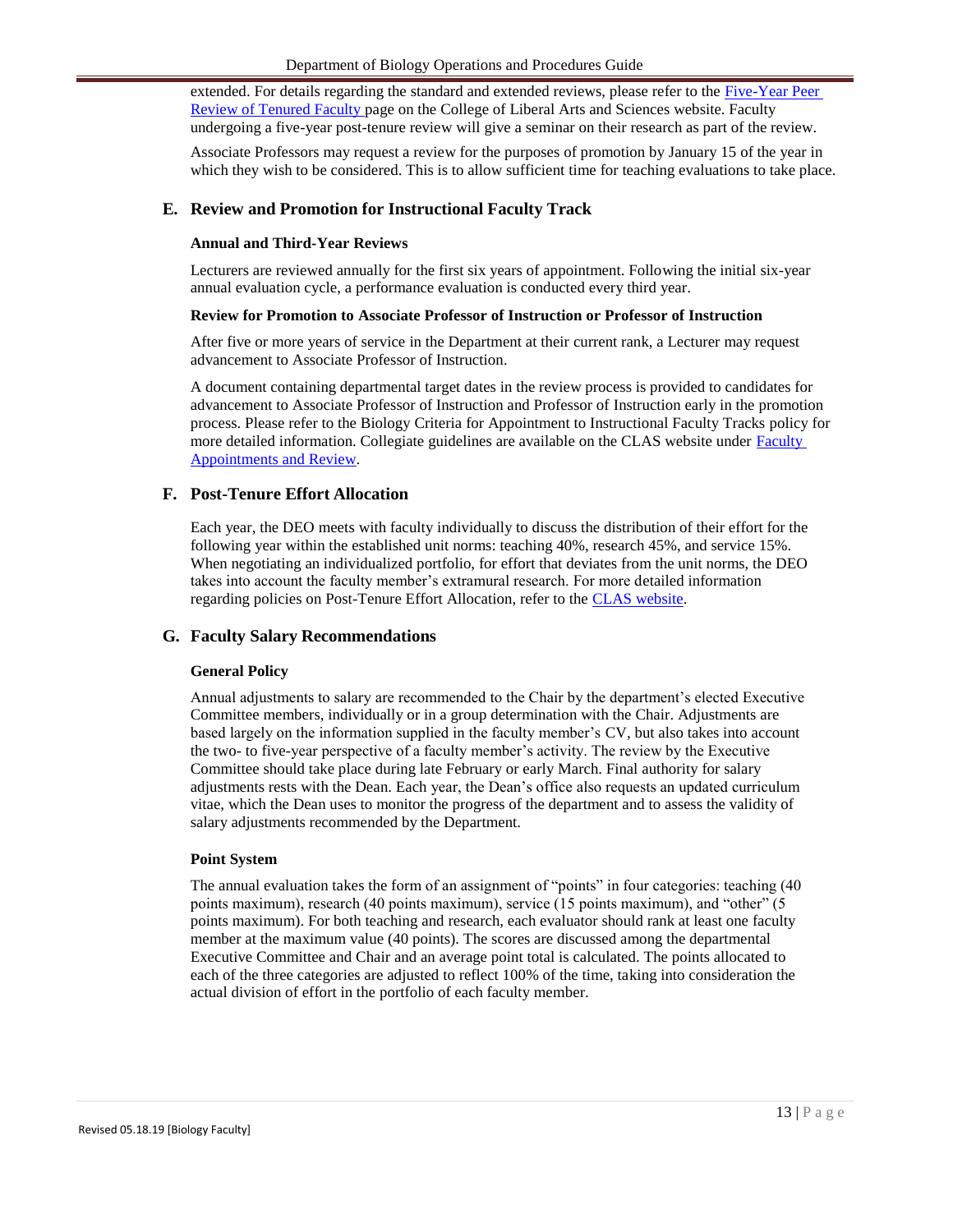extended. For details regarding the standard and extended reviews, please refer to the [Five-Year Peer Review of Tenured Faculty](#) page on the College of Liberal Arts and Sciences website. Faculty undergoing a five-year post-tenure review will give a seminar on their research as part of the review.

Associate Professors may request a review for the purposes of promotion by January 15 of the year in which they wish to be considered. This is to allow sufficient time for teaching evaluations to take place.

## E. Review and Promotion for Instructional Faculty Track

**Annual and Third-Year Reviews**

Lecturers are reviewed annually for the first six years of appointment. Following the initial six-year annual evaluation cycle, a performance evaluation is conducted every third year.

**Review for Promotion to Associate Professor of Instruction or Professor of Instruction**

After five or more years of service in the Department at their current rank, a Lecturer may request advancement to Associate Professor of Instruction.

A document containing departmental target dates in the review process is provided to candidates for advancement to Associate Professor of Instruction and Professor of Instruction early in the promotion process. Please refer to the Biology Criteria for Appointment to Instructional Faculty Tracks policy for more detailed information. Collegiate guidelines are available on the CLAS website under [Faculty Appointments and Review](#).

## F. Post-Tenure Effort Allocation

Each year, the DEO meets with faculty individually to discuss the distribution of their effort for the following year within the established unit norms: teaching 40%, research 45%, and service 15%. When negotiating an individualized portfolio, for effort that deviates from the unit norms, the DEO takes into account the faculty member's extramural research. For more detailed information regarding policies on Post-Tenure Effort Allocation, refer to the [CLAS website](#).

## G. Faculty Salary Recommendations

**General Policy**

Annual adjustments to salary are recommended to the Chair by the department's elected Executive Committee members, individually or in a group determination with the Chair. Adjustments are based largely on the information supplied in the faculty member's CV, but also takes into account the two- to five-year perspective of a faculty member's activity. The review by the Executive Committee should take place during late February or early March. Final authority for salary adjustments rests with the Dean. Each year, the Dean's office also requests an updated curriculum vitae, which the Dean uses to monitor the progress of the department and to assess the validity of salary adjustments recommended by the Department.

**Point System**

The annual evaluation takes the form of an assignment of "points" in four categories: teaching (40 points maximum), research (40 points maximum), service (15 points maximum), and "other" (5 points maximum). For both teaching and research, each evaluator should rank at least one faculty member at the maximum value (40 points). The scores are discussed among the departmental Executive Committee and Chair and an average point total is calculated. The points allocated to each of the three categories are adjusted to reflect 100% of the time, taking into consideration the actual division of effort in the portfolio of each faculty member.